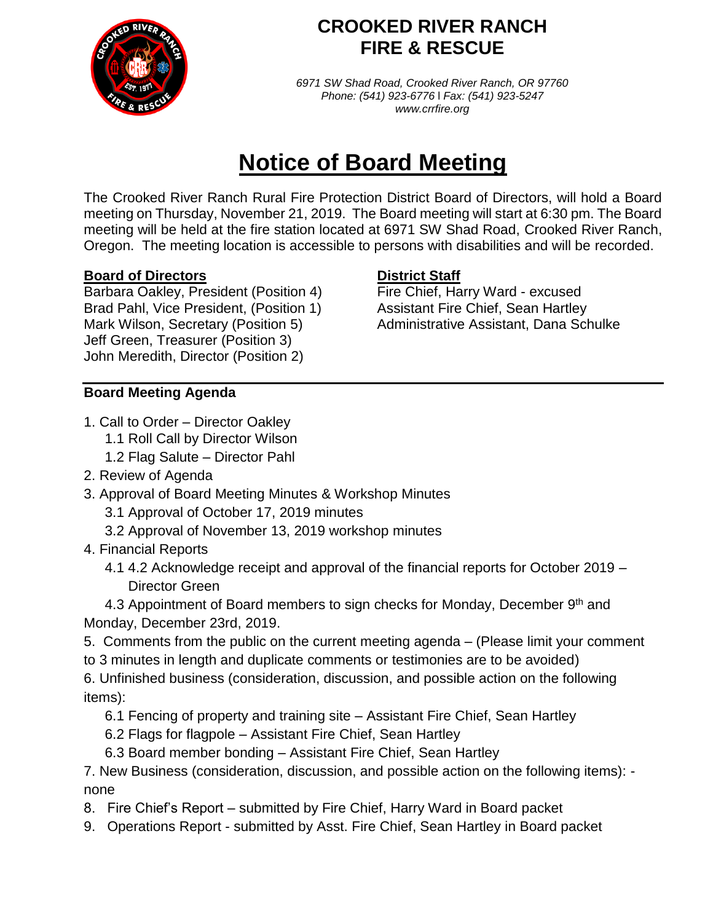# CROOKED RIVER RANCH FIRE & RESCUE

*6971 SW Shad Road, Crooked River Ranch, OR 97760*
*Phone: (541) 923-6776 | Fax: (541) 923-5247*
*www.crrfire.org*

# Notice of Board Meeting

The Crooked River Ranch Rural Fire Protection District Board of Directors, will hold a Board meeting on Thursday, November 21, 2019. The Board meeting will start at 6:30 pm. The Board meeting will be held at the fire station located at 6971 SW Shad Road, Crooked River Ranch, Oregon. The meeting location is accessible to persons with disabilities and will be recorded.

**Board of Directors**

Barbara Oakley, President (Position 4)
Brad Pahl, Vice President, (Position 1)
Mark Wilson, Secretary (Position 5)
Jeff Green, Treasurer (Position 3)
John Meredith, Director (Position 2)

**District Staff**

Fire Chief, Harry Ward - excused
Assistant Fire Chief, Sean Hartley
Administrative Assistant, Dana Schulke

**Board Meeting Agenda**

1. Call to Order – Director Oakley
   1.1 Roll Call by Director Wilson
   1.2 Flag Salute – Director Pahl
2. Review of Agenda
3. Approval of Board Meeting Minutes & Workshop Minutes
   3.1 Approval of October 17, 2019 minutes
   3.2 Approval of November 13, 2019 workshop minutes
4. Financial Reports
   4.1 4.2 Acknowledge receipt and approval of the financial reports for October 2019 – Director Green
   4.3 Appointment of Board members to sign checks for Monday, December 9th and Monday, December 23rd, 2019.
5. Comments from the public on the current meeting agenda – (Please limit your comment to 3 minutes in length and duplicate comments or testimonies are to be avoided)
6. Unfinished business (consideration, discussion, and possible action on the following items):
   6.1 Fencing of property and training site – Assistant Fire Chief, Sean Hartley
   6.2 Flags for flagpole – Assistant Fire Chief, Sean Hartley
   6.3 Board member bonding – Assistant Fire Chief, Sean Hartley
7. New Business (consideration, discussion, and possible action on the following items): - none
8. Fire Chief's Report – submitted by Fire Chief, Harry Ward in Board packet
9. Operations Report - submitted by Asst. Fire Chief, Sean Hartley in Board packet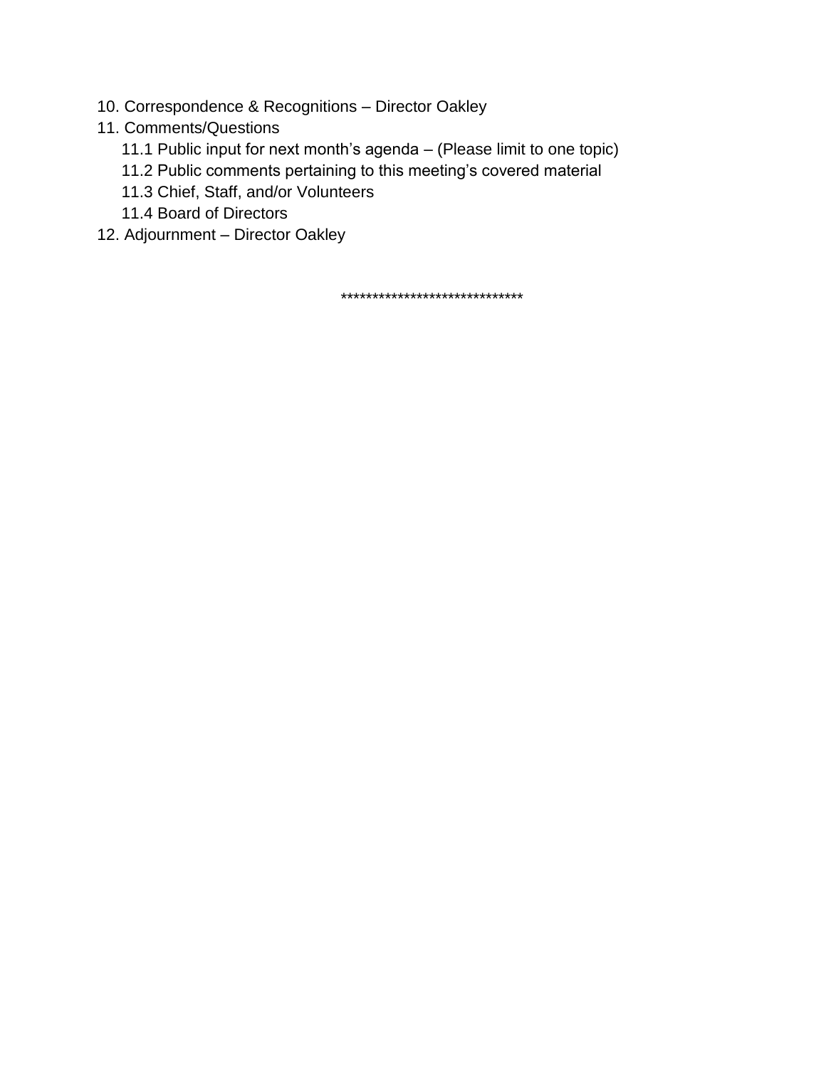10. Correspondence & Recognitions – Director Oakley
11. Comments/Questions
    - 11.1 Public input for next month's agenda – (Please limit to one topic)
    - 11.2 Public comments pertaining to this meeting's covered material
    - 11.3 Chief, Staff, and/or Volunteers
    - 11.4 Board of Directors
12. Adjournment – Director Oakley

*****************************